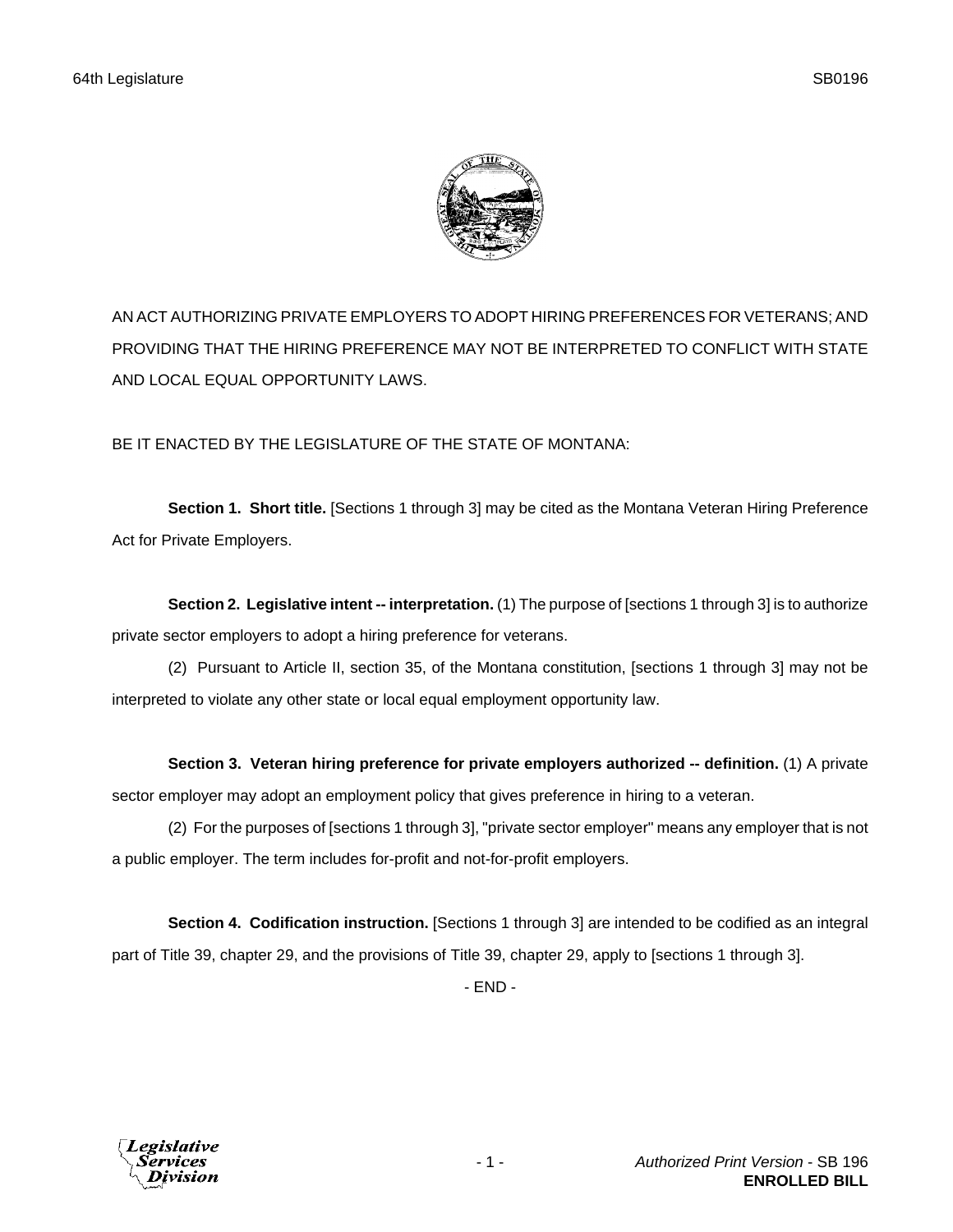AN ACT AUTHORIZING PRIVATE EMPLOYERS TO ADOPT HIRING PREFERENCES FOR VETERANS; AND PROVIDING THAT THE HIRING PREFERENCE MAY NOT BE INTERPRETED TO CONFLICT WITH STATE AND LOCAL EQUAL OPPORTUNITY LAWS.

BE IT ENACTED BY THE LEGISLATURE OF THE STATE OF MONTANA:

**Section 1. Short title.** [Sections 1 through 3] may be cited as the Montana Veteran Hiring Preference Act for Private Employers.

**Section 2. Legislative intent -- interpretation.** (1) The purpose of [sections 1 through 3] is to authorize private sector employers to adopt a hiring preference for veterans.

(2) Pursuant to Article II, section 35, of the Montana constitution, [sections 1 through 3] may not be interpreted to violate any other state or local equal employment opportunity law.

**Section 3. Veteran hiring preference for private employers authorized -- definition.** (1) A private sector employer may adopt an employment policy that gives preference in hiring to a veteran.

(2) For the purposes of [sections 1 through 3], "private sector employer" means any employer that is not a public employer. The term includes for-profit and not-for-profit employers.

**Section 4. Codification instruction.** [Sections 1 through 3] are intended to be codified as an integral part of Title 39, chapter 29, and the provisions of Title 39, chapter 29, apply to [sections 1 through 3].

- END -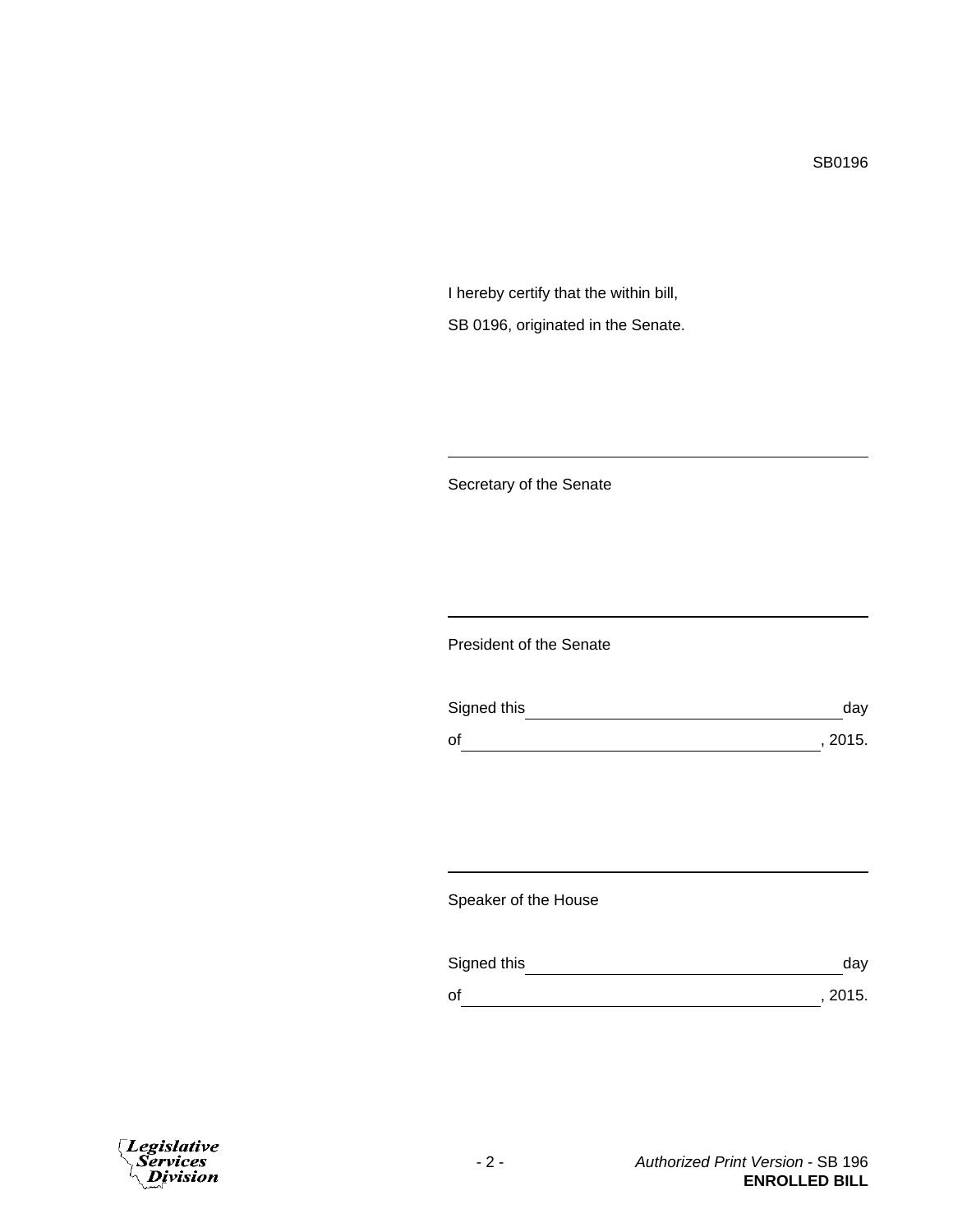SB0196

I hereby certify that the within bill,

SB 0196, originated in the Senate.

\_\_\_\_\_\_\_\_\_\_\_\_\_\_\_\_\_\_\_\_\_\_\_\_\_\_\_\_\_\_\_\_\_\_\_\_\_\_\_\_

Secretary of the Senate

\_\_\_\_\_\_\_\_\_\_\_\_\_\_\_\_\_\_\_\_\_\_\_\_\_\_\_\_\_\_\_\_\_\_\_\_\_\_\_\_

President of the Senate

Signed this \_\_\_\_\_\_\_\_\_\_\_\_\_\_\_\_\_\_\_\_\_\_\_\_\_\_\_\_\_\_ day

of \_\_\_\_\_\_\_\_\_\_\_\_\_\_\_\_\_\_\_\_\_\_\_\_\_\_\_\_\_\_\_\_\_\_\_\_, 2015.

\_\_\_\_\_\_\_\_\_\_\_\_\_\_\_\_\_\_\_\_\_\_\_\_\_\_\_\_\_\_\_\_\_\_\_\_\_\_\_\_

Speaker of the House

Signed this \_\_\_\_\_\_\_\_\_\_\_\_\_\_\_\_\_\_\_\_\_\_\_\_\_\_\_\_\_\_ day

of \_\_\_\_\_\_\_\_\_\_\_\_\_\_\_\_\_\_\_\_\_\_\_\_\_\_\_\_\_\_\_\_\_\_\_\_, 2015.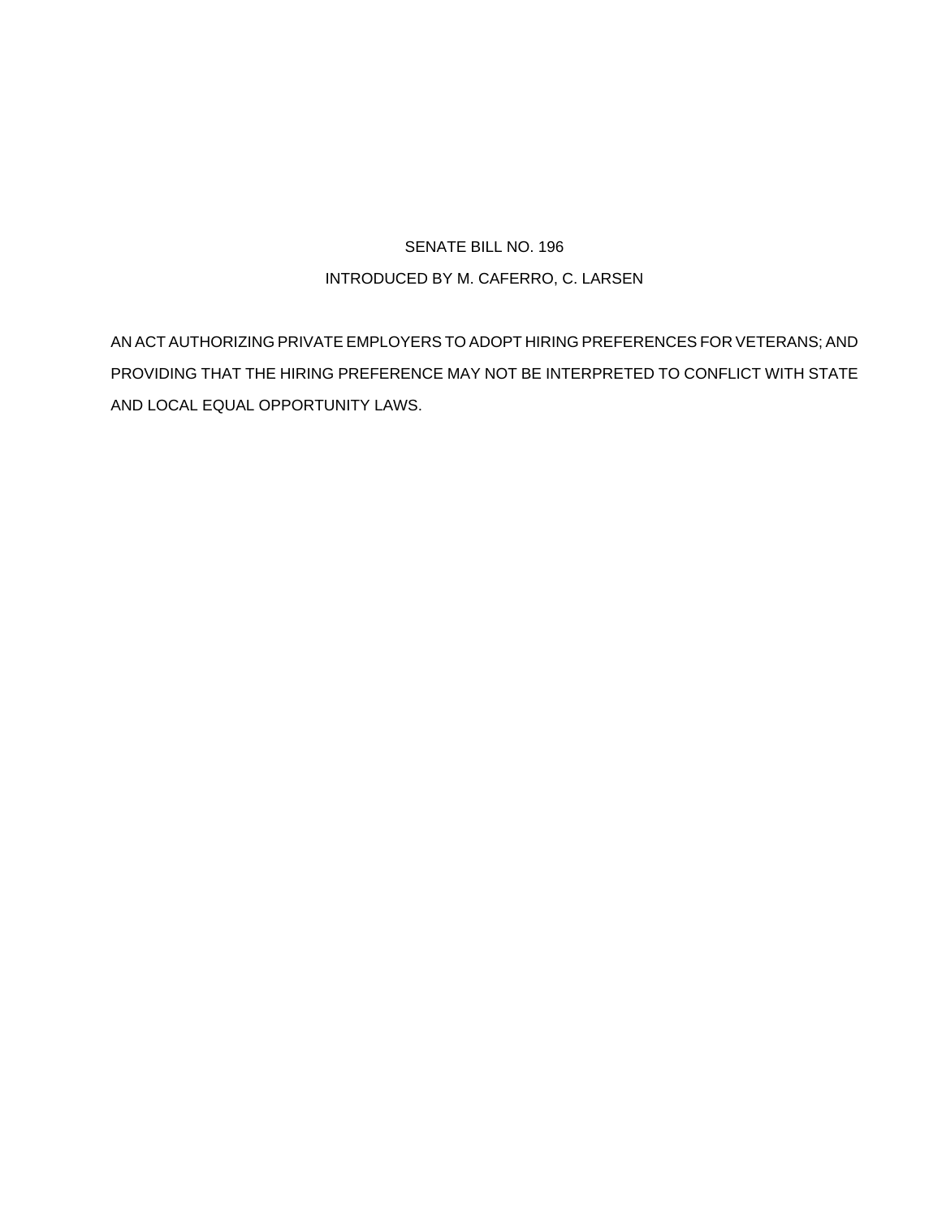SENATE BILL NO. 196

INTRODUCED BY M. CAFERRO, C. LARSEN

AN ACT AUTHORIZING PRIVATE EMPLOYERS TO ADOPT HIRING PREFERENCES FOR VETERANS; AND PROVIDING THAT THE HIRING PREFERENCE MAY NOT BE INTERPRETED TO CONFLICT WITH STATE AND LOCAL EQUAL OPPORTUNITY LAWS.